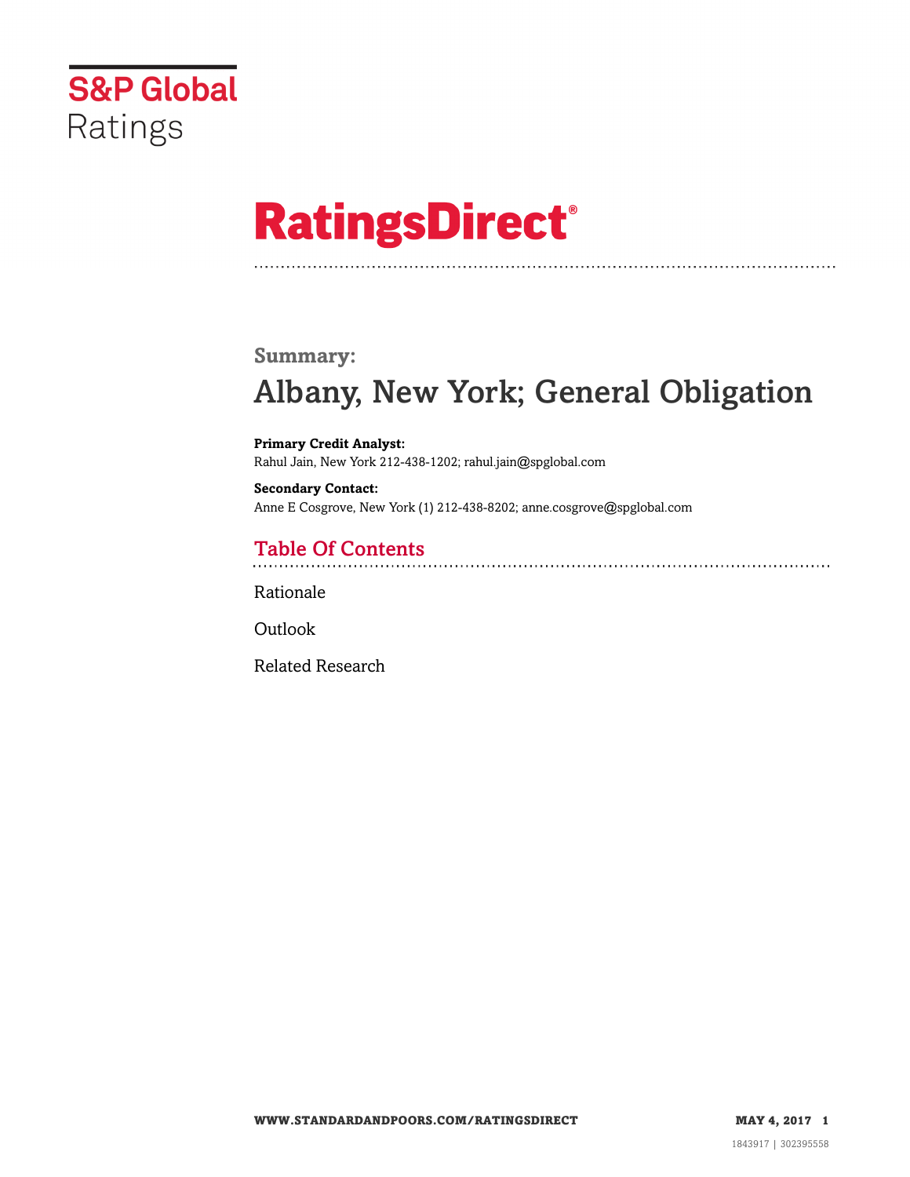S&P Global Ratings

# RatingsDirect®

**Summary:**

# Albany, New York; General Obligation

**Primary Credit Analyst:**
Rahul Jain, New York 212-438-1202; rahul.jain@spglobal.com

**Secondary Contact:**
Anne E Cosgrove, New York (1) 212-438-8202; anne.cosgrove@spglobal.com

## Table Of Contents

Rationale

Outlook

Related Research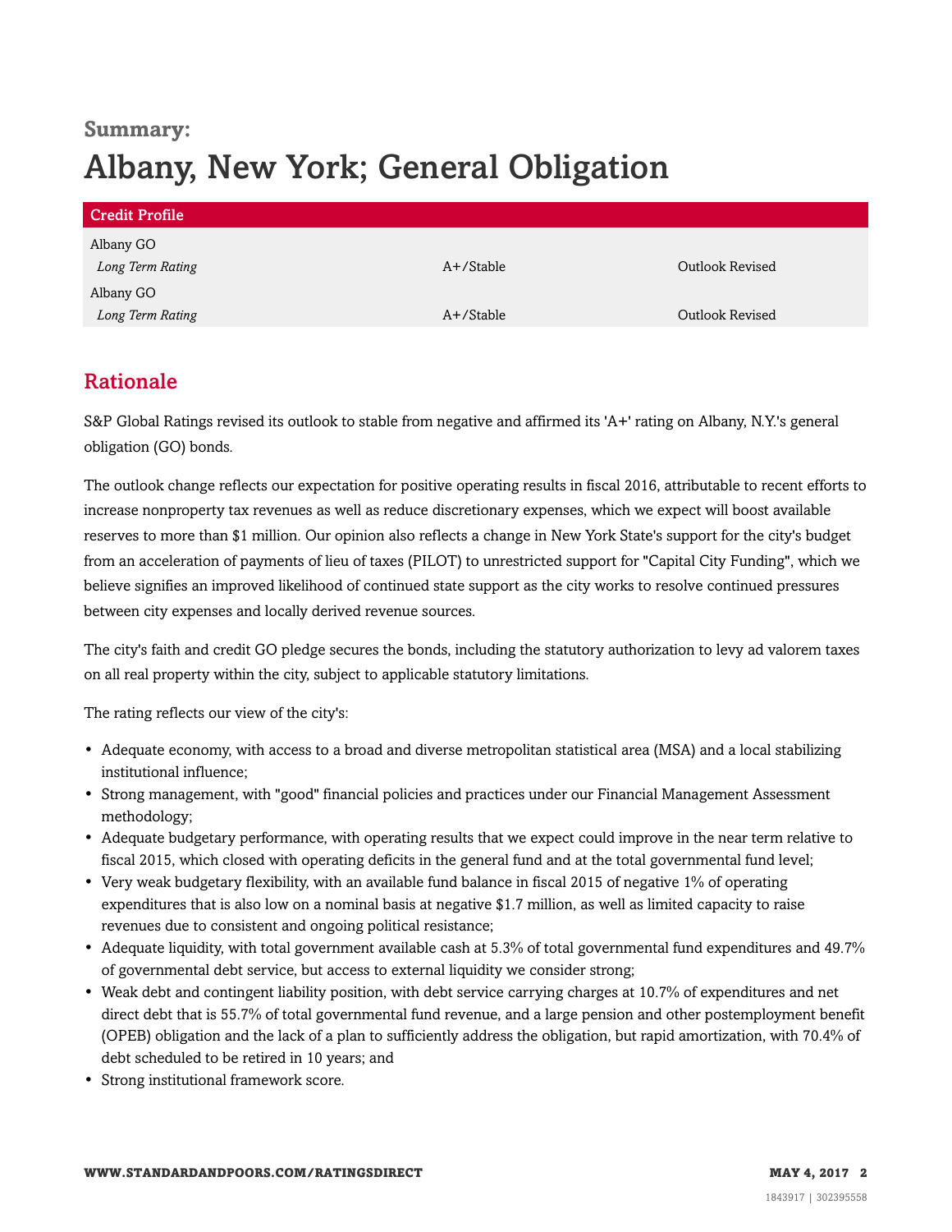## Summary:

# Albany, New York; General Obligation

| Credit Profile | | |
|---|---|---|
| Albany GO | | |
| *Long Term Rating* | A+/Stable | Outlook Revised |
| Albany GO | | |
| *Long Term Rating* | A+/Stable | Outlook Revised |

## Rationale

S&P Global Ratings revised its outlook to stable from negative and affirmed its 'A+' rating on Albany, N.Y.'s general obligation (GO) bonds.

The outlook change reflects our expectation for positive operating results in fiscal 2016, attributable to recent efforts to increase nonproperty tax revenues as well as reduce discretionary expenses, which we expect will boost available reserves to more than $1 million. Our opinion also reflects a change in New York State's support for the city's budget from an acceleration of payments of lieu of taxes (PILOT) to unrestricted support for "Capital City Funding", which we believe signifies an improved likelihood of continued state support as the city works to resolve continued pressures between city expenses and locally derived revenue sources.

The city's faith and credit GO pledge secures the bonds, including the statutory authorization to levy ad valorem taxes on all real property within the city, subject to applicable statutory limitations.

The rating reflects our view of the city's:

- Adequate economy, with access to a broad and diverse metropolitan statistical area (MSA) and a local stabilizing institutional influence;
- Strong management, with "good" financial policies and practices under our Financial Management Assessment methodology;
- Adequate budgetary performance, with operating results that we expect could improve in the near term relative to fiscal 2015, which closed with operating deficits in the general fund and at the total governmental fund level;
- Very weak budgetary flexibility, with an available fund balance in fiscal 2015 of negative 1% of operating expenditures that is also low on a nominal basis at negative $1.7 million, as well as limited capacity to raise revenues due to consistent and ongoing political resistance;
- Adequate liquidity, with total government available cash at 5.3% of total governmental fund expenditures and 49.7% of governmental debt service, but access to external liquidity we consider strong;
- Weak debt and contingent liability position, with debt service carrying charges at 10.7% of expenditures and net direct debt that is 55.7% of total governmental fund revenue, and a large pension and other postemployment benefit (OPEB) obligation and the lack of a plan to sufficiently address the obligation, but rapid amortization, with 70.4% of debt scheduled to be retired in 10 years; and
- Strong institutional framework score.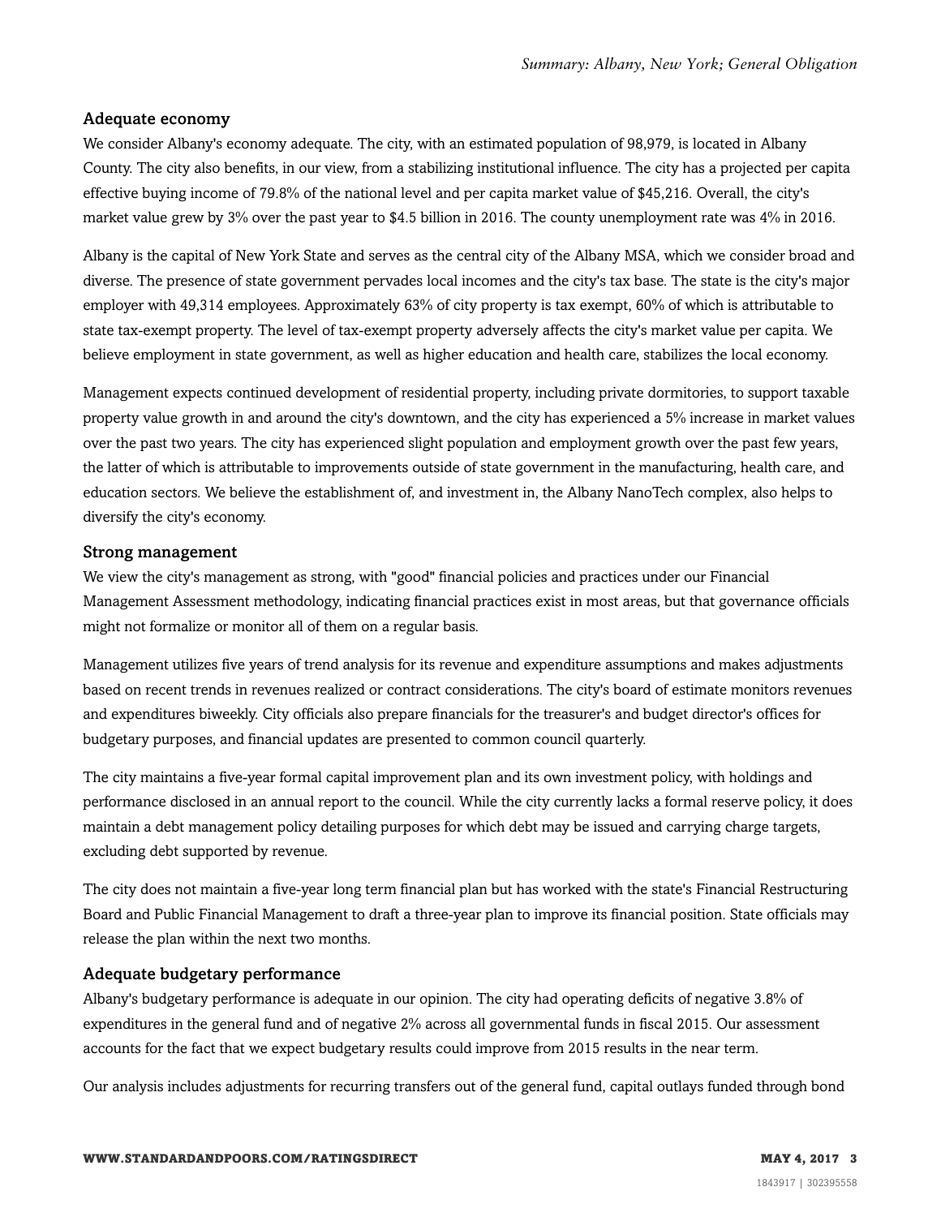### Adequate economy

We consider Albany's economy adequate. The city, with an estimated population of 98,979, is located in Albany County. The city also benefits, in our view, from a stabilizing institutional influence. The city has a projected per capita effective buying income of 79.8% of the national level and per capita market value of $45,216. Overall, the city's market value grew by 3% over the past year to $4.5 billion in 2016. The county unemployment rate was 4% in 2016.

Albany is the capital of New York State and serves as the central city of the Albany MSA, which we consider broad and diverse. The presence of state government pervades local incomes and the city's tax base. The state is the city's major employer with 49,314 employees. Approximately 63% of city property is tax exempt, 60% of which is attributable to state tax-exempt property. The level of tax-exempt property adversely affects the city's market value per capita. We believe employment in state government, as well as higher education and health care, stabilizes the local economy.

Management expects continued development of residential property, including private dormitories, to support taxable property value growth in and around the city's downtown, and the city has experienced a 5% increase in market values over the past two years. The city has experienced slight population and employment growth over the past few years, the latter of which is attributable to improvements outside of state government in the manufacturing, health care, and education sectors. We believe the establishment of, and investment in, the Albany NanoTech complex, also helps to diversify the city's economy.

### Strong management

We view the city's management as strong, with "good" financial policies and practices under our Financial Management Assessment methodology, indicating financial practices exist in most areas, but that governance officials might not formalize or monitor all of them on a regular basis.

Management utilizes five years of trend analysis for its revenue and expenditure assumptions and makes adjustments based on recent trends in revenues realized or contract considerations. The city's board of estimate monitors revenues and expenditures biweekly. City officials also prepare financials for the treasurer's and budget director's offices for budgetary purposes, and financial updates are presented to common council quarterly.

The city maintains a five-year formal capital improvement plan and its own investment policy, with holdings and performance disclosed in an annual report to the council. While the city currently lacks a formal reserve policy, it does maintain a debt management policy detailing purposes for which debt may be issued and carrying charge targets, excluding debt supported by revenue.

The city does not maintain a five-year long term financial plan but has worked with the state's Financial Restructuring Board and Public Financial Management to draft a three-year plan to improve its financial position. State officials may release the plan within the next two months.

### Adequate budgetary performance

Albany's budgetary performance is adequate in our opinion. The city had operating deficits of negative 3.8% of expenditures in the general fund and of negative 2% across all governmental funds in fiscal 2015. Our assessment accounts for the fact that we expect budgetary results could improve from 2015 results in the near term.

Our analysis includes adjustments for recurring transfers out of the general fund, capital outlays funded through bond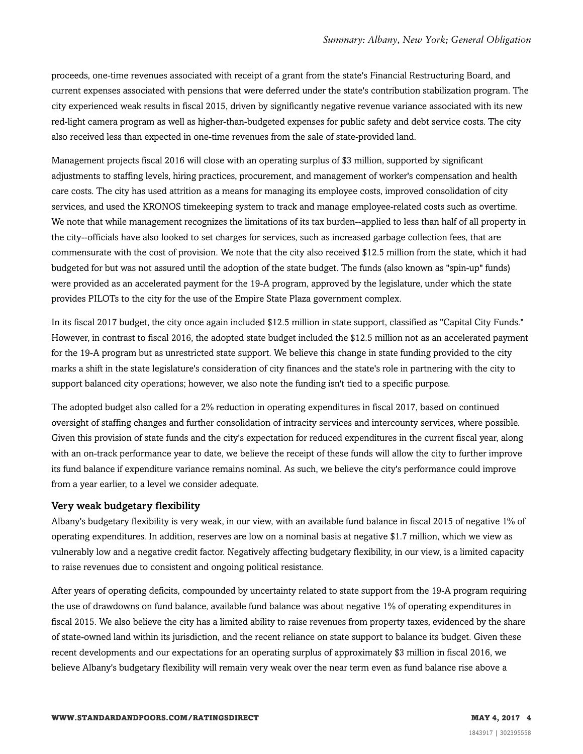proceeds, one-time revenues associated with receipt of a grant from the state's Financial Restructuring Board, and current expenses associated with pensions that were deferred under the state's contribution stabilization program. The city experienced weak results in fiscal 2015, driven by significantly negative revenue variance associated with its new red-light camera program as well as higher-than-budgeted expenses for public safety and debt service costs. The city also received less than expected in one-time revenues from the sale of state-provided land.

Management projects fiscal 2016 will close with an operating surplus of $3 million, supported by significant adjustments to staffing levels, hiring practices, procurement, and management of worker's compensation and health care costs. The city has used attrition as a means for managing its employee costs, improved consolidation of city services, and used the KRONOS timekeeping system to track and manage employee-related costs such as overtime. We note that while management recognizes the limitations of its tax burden--applied to less than half of all property in the city--officials have also looked to set charges for services, such as increased garbage collection fees, that are commensurate with the cost of provision. We note that the city also received $12.5 million from the state, which it had budgeted for but was not assured until the adoption of the state budget. The funds (also known as "spin-up" funds) were provided as an accelerated payment for the 19-A program, approved by the legislature, under which the state provides PILOTs to the city for the use of the Empire State Plaza government complex.

In its fiscal 2017 budget, the city once again included $12.5 million in state support, classified as "Capital City Funds." However, in contrast to fiscal 2016, the adopted state budget included the $12.5 million not as an accelerated payment for the 19-A program but as unrestricted state support. We believe this change in state funding provided to the city marks a shift in the state legislature's consideration of city finances and the state's role in partnering with the city to support balanced city operations; however, we also note the funding isn't tied to a specific purpose.

The adopted budget also called for a 2% reduction in operating expenditures in fiscal 2017, based on continued oversight of staffing changes and further consolidation of intracity services and intercounty services, where possible. Given this provision of state funds and the city's expectation for reduced expenditures in the current fiscal year, along with an on-track performance year to date, we believe the receipt of these funds will allow the city to further improve its fund balance if expenditure variance remains nominal. As such, we believe the city's performance could improve from a year earlier, to a level we consider adequate.

### Very weak budgetary flexibility

Albany's budgetary flexibility is very weak, in our view, with an available fund balance in fiscal 2015 of negative 1% of operating expenditures. In addition, reserves are low on a nominal basis at negative $1.7 million, which we view as vulnerably low and a negative credit factor. Negatively affecting budgetary flexibility, in our view, is a limited capacity to raise revenues due to consistent and ongoing political resistance.

After years of operating deficits, compounded by uncertainty related to state support from the 19-A program requiring the use of drawdowns on fund balance, available fund balance was about negative 1% of operating expenditures in fiscal 2015. We also believe the city has a limited ability to raise revenues from property taxes, evidenced by the share of state-owned land within its jurisdiction, and the recent reliance on state support to balance its budget. Given these recent developments and our expectations for an operating surplus of approximately $3 million in fiscal 2016, we believe Albany's budgetary flexibility will remain very weak over the near term even as fund balance rise above a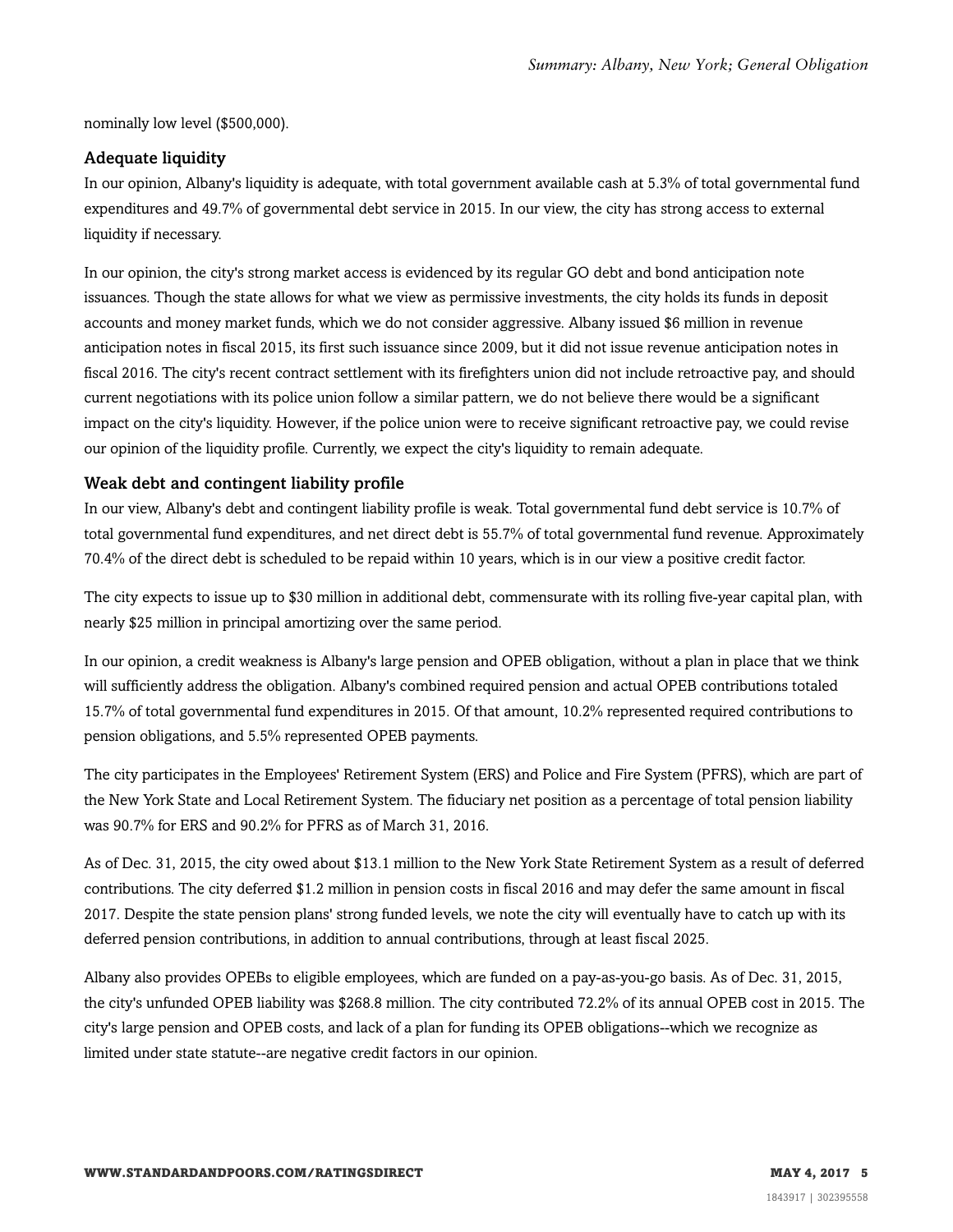nominally low level ($500,000).

### Adequate liquidity

In our opinion, Albany's liquidity is adequate, with total government available cash at 5.3% of total governmental fund expenditures and 49.7% of governmental debt service in 2015. In our view, the city has strong access to external liquidity if necessary.

In our opinion, the city's strong market access is evidenced by its regular GO debt and bond anticipation note issuances. Though the state allows for what we view as permissive investments, the city holds its funds in deposit accounts and money market funds, which we do not consider aggressive. Albany issued $6 million in revenue anticipation notes in fiscal 2015, its first such issuance since 2009, but it did not issue revenue anticipation notes in fiscal 2016. The city's recent contract settlement with its firefighters union did not include retroactive pay, and should current negotiations with its police union follow a similar pattern, we do not believe there would be a significant impact on the city's liquidity. However, if the police union were to receive significant retroactive pay, we could revise our opinion of the liquidity profile. Currently, we expect the city's liquidity to remain adequate.

### Weak debt and contingent liability profile

In our view, Albany's debt and contingent liability profile is weak. Total governmental fund debt service is 10.7% of total governmental fund expenditures, and net direct debt is 55.7% of total governmental fund revenue. Approximately 70.4% of the direct debt is scheduled to be repaid within 10 years, which is in our view a positive credit factor.

The city expects to issue up to $30 million in additional debt, commensurate with its rolling five-year capital plan, with nearly $25 million in principal amortizing over the same period.

In our opinion, a credit weakness is Albany's large pension and OPEB obligation, without a plan in place that we think will sufficiently address the obligation. Albany's combined required pension and actual OPEB contributions totaled 15.7% of total governmental fund expenditures in 2015. Of that amount, 10.2% represented required contributions to pension obligations, and 5.5% represented OPEB payments.

The city participates in the Employees' Retirement System (ERS) and Police and Fire System (PFRS), which are part of the New York State and Local Retirement System. The fiduciary net position as a percentage of total pension liability was 90.7% for ERS and 90.2% for PFRS as of March 31, 2016.

As of Dec. 31, 2015, the city owed about $13.1 million to the New York State Retirement System as a result of deferred contributions. The city deferred $1.2 million in pension costs in fiscal 2016 and may defer the same amount in fiscal 2017. Despite the state pension plans' strong funded levels, we note the city will eventually have to catch up with its deferred pension contributions, in addition to annual contributions, through at least fiscal 2025.

Albany also provides OPEBs to eligible employees, which are funded on a pay-as-you-go basis. As of Dec. 31, 2015, the city's unfunded OPEB liability was $268.8 million. The city contributed 72.2% of its annual OPEB cost in 2015. The city's large pension and OPEB costs, and lack of a plan for funding its OPEB obligations--which we recognize as limited under state statute--are negative credit factors in our opinion.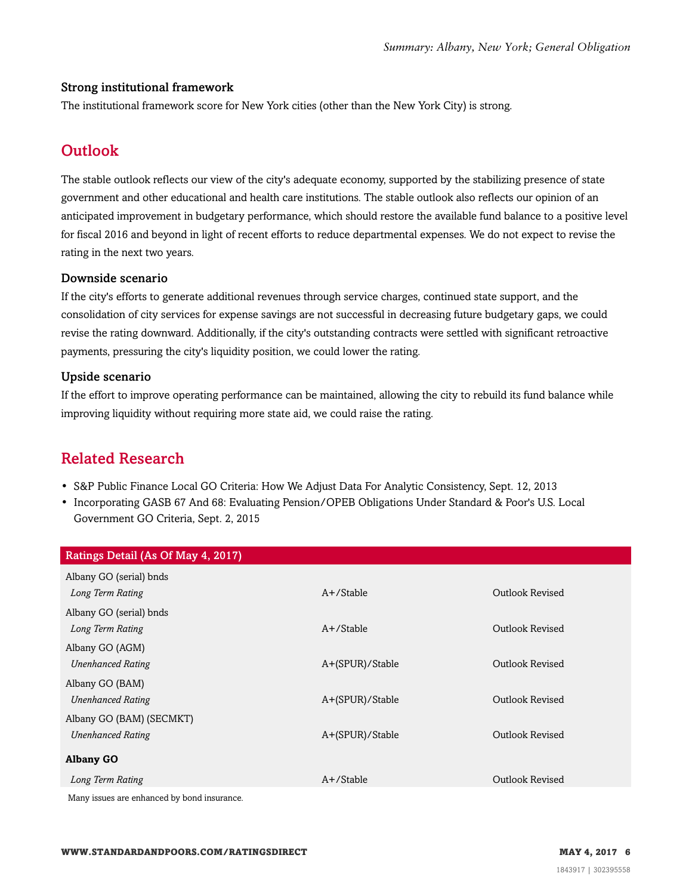### Strong institutional framework

The institutional framework score for New York cities (other than the New York City) is strong.

## Outlook

The stable outlook reflects our view of the city's adequate economy, supported by the stabilizing presence of state government and other educational and health care institutions. The stable outlook also reflects our opinion of an anticipated improvement in budgetary performance, which should restore the available fund balance to a positive level for fiscal 2016 and beyond in light of recent efforts to reduce departmental expenses. We do not expect to revise the rating in the next two years.

### Downside scenario

If the city's efforts to generate additional revenues through service charges, continued state support, and the consolidation of city services for expense savings are not successful in decreasing future budgetary gaps, we could revise the rating downward. Additionally, if the city's outstanding contracts were settled with significant retroactive payments, pressuring the city's liquidity position, we could lower the rating.

### Upside scenario

If the effort to improve operating performance can be maintained, allowing the city to rebuild its fund balance while improving liquidity without requiring more state aid, we could raise the rating.

## Related Research

- S&P Public Finance Local GO Criteria: How We Adjust Data For Analytic Consistency, Sept. 12, 2013
- Incorporating GASB 67 And 68: Evaluating Pension/OPEB Obligations Under Standard & Poor's U.S. Local Government GO Criteria, Sept. 2, 2015

| Ratings Detail (As Of May 4, 2017) | | |
|---|---|---|
| Albany GO (serial) bnds | | |
| *Long Term Rating* | A+/Stable | Outlook Revised |
| Albany GO (serial) bnds | | |
| *Long Term Rating* | A+/Stable | Outlook Revised |
| Albany GO (AGM) | | |
| *Unenhanced Rating* | A+(SPUR)/Stable | Outlook Revised |
| Albany GO (BAM) | | |
| *Unenhanced Rating* | A+(SPUR)/Stable | Outlook Revised |
| Albany GO (BAM) (SECMKT) | | |
| *Unenhanced Rating* | A+(SPUR)/Stable | Outlook Revised |
| **Albany GO** | | |
| *Long Term Rating* | A+/Stable | Outlook Revised |

Many issues are enhanced by bond insurance.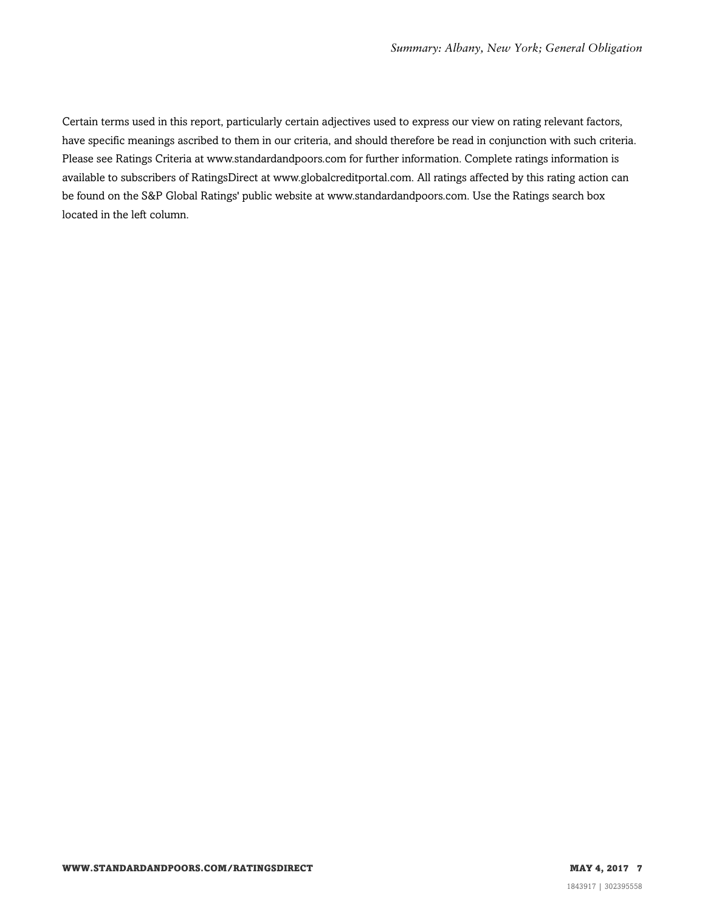Certain terms used in this report, particularly certain adjectives used to express our view on rating relevant factors, have specific meanings ascribed to them in our criteria, and should therefore be read in conjunction with such criteria. Please see Ratings Criteria at www.standardandpoors.com for further information. Complete ratings information is available to subscribers of RatingsDirect at www.globalcreditportal.com. All ratings affected by this rating action can be found on the S&P Global Ratings' public website at www.standardandpoors.com. Use the Ratings search box located in the left column.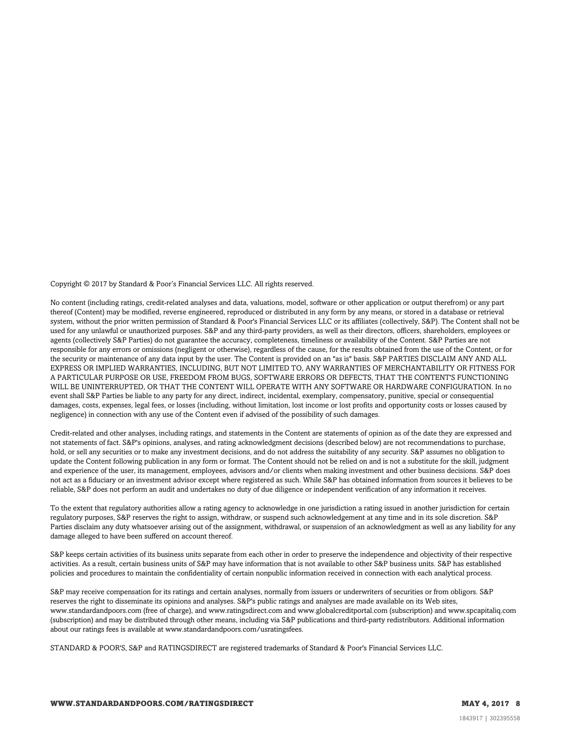Copyright © 2017 by Standard & Poor's Financial Services LLC. All rights reserved.

No content (including ratings, credit-related analyses and data, valuations, model, software or other application or output therefrom) or any part thereof (Content) may be modified, reverse engineered, reproduced or distributed in any form by any means, or stored in a database or retrieval system, without the prior written permission of Standard & Poor's Financial Services LLC or its affiliates (collectively, S&P). The Content shall not be used for any unlawful or unauthorized purposes. S&P and any third-party providers, as well as their directors, officers, shareholders, employees or agents (collectively S&P Parties) do not guarantee the accuracy, completeness, timeliness or availability of the Content. S&P Parties are not responsible for any errors or omissions (negligent or otherwise), regardless of the cause, for the results obtained from the use of the Content, or for the security or maintenance of any data input by the user. The Content is provided on an "as is" basis. S&P PARTIES DISCLAIM ANY AND ALL EXPRESS OR IMPLIED WARRANTIES, INCLUDING, BUT NOT LIMITED TO, ANY WARRANTIES OF MERCHANTABILITY OR FITNESS FOR A PARTICULAR PURPOSE OR USE, FREEDOM FROM BUGS, SOFTWARE ERRORS OR DEFECTS, THAT THE CONTENT'S FUNCTIONING WILL BE UNINTERRUPTED, OR THAT THE CONTENT WILL OPERATE WITH ANY SOFTWARE OR HARDWARE CONFIGURATION. In no event shall S&P Parties be liable to any party for any direct, indirect, incidental, exemplary, compensatory, punitive, special or consequential damages, costs, expenses, legal fees, or losses (including, without limitation, lost income or lost profits and opportunity costs or losses caused by negligence) in connection with any use of the Content even if advised of the possibility of such damages.

Credit-related and other analyses, including ratings, and statements in the Content are statements of opinion as of the date they are expressed and not statements of fact. S&P's opinions, analyses, and rating acknowledgment decisions (described below) are not recommendations to purchase, hold, or sell any securities or to make any investment decisions, and do not address the suitability of any security. S&P assumes no obligation to update the Content following publication in any form or format. The Content should not be relied on and is not a substitute for the skill, judgment and experience of the user, its management, employees, advisors and/or clients when making investment and other business decisions. S&P does not act as a fiduciary or an investment advisor except where registered as such. While S&P has obtained information from sources it believes to be reliable, S&P does not perform an audit and undertakes no duty of due diligence or independent verification of any information it receives.

To the extent that regulatory authorities allow a rating agency to acknowledge in one jurisdiction a rating issued in another jurisdiction for certain regulatory purposes, S&P reserves the right to assign, withdraw, or suspend such acknowledgement at any time and in its sole discretion. S&P Parties disclaim any duty whatsoever arising out of the assignment, withdrawal, or suspension of an acknowledgment as well as any liability for any damage alleged to have been suffered on account thereof.

S&P keeps certain activities of its business units separate from each other in order to preserve the independence and objectivity of their respective activities. As a result, certain business units of S&P may have information that is not available to other S&P business units. S&P has established policies and procedures to maintain the confidentiality of certain nonpublic information received in connection with each analytical process.

S&P may receive compensation for its ratings and certain analyses, normally from issuers or underwriters of securities or from obligors. S&P reserves the right to disseminate its opinions and analyses. S&P's public ratings and analyses are made available on its Web sites, www.standardandpoors.com (free of charge), and www.ratingsdirect.com and www.globalcreditportal.com (subscription) and www.spcapitaliq.com (subscription) and may be distributed through other means, including via S&P publications and third-party redistributors. Additional information about our ratings fees is available at www.standardandpoors.com/usratingsfees.

STANDARD & POOR'S, S&P and RATINGSDIRECT are registered trademarks of Standard & Poor's Financial Services LLC.